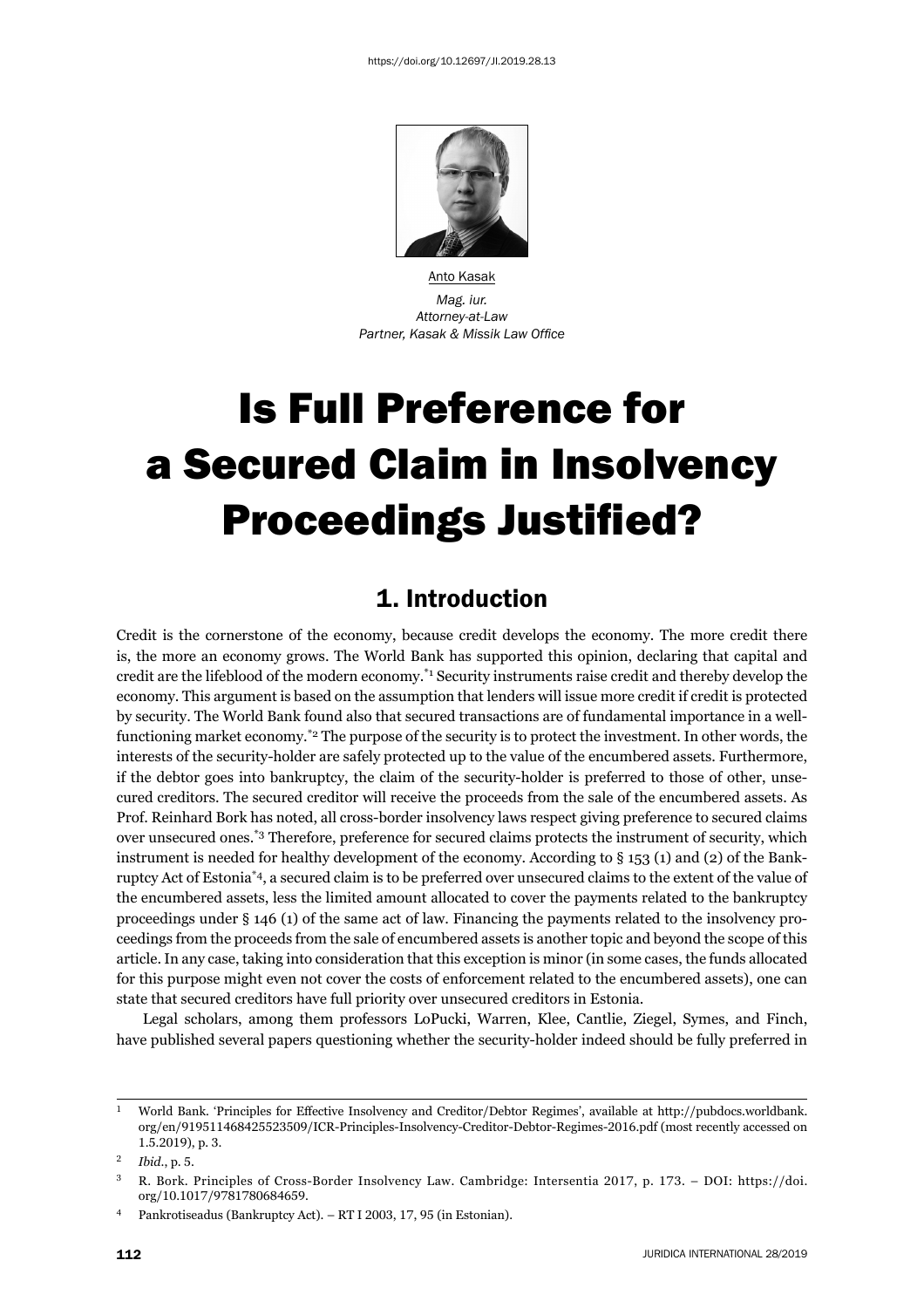https://doi.org/10.12697/JI.2019.28.13

Anto Kasak

*Mag. iur.*
*Attorney-at-Law*
*Partner, Kasak & Missik Law Office*

# Is Full Preference for a Secured Claim in Insolvency Proceedings Justified?

## 1. Introduction

Credit is the cornerstone of the economy, because credit develops the economy. The more credit there is, the more an economy grows. The World Bank has supported this opinion, declaring that capital and credit are the lifeblood of the modern economy.[*1] Security instruments raise credit and thereby develop the economy. This argument is based on the assumption that lenders will issue more credit if credit is protected by security. The World Bank found also that secured transactions are of fundamental importance in a well-functioning market economy.[*2] The purpose of the security is to protect the investment. In other words, the interests of the security-holder are safely protected up to the value of the encumbered assets. Furthermore, if the debtor goes into bankruptcy, the claim of the security-holder is preferred to those of other, unsecured creditors. The secured creditor will receive the proceeds from the sale of the encumbered assets. As Prof. Reinhard Bork has noted, all cross-border insolvency laws respect giving preference to secured claims over unsecured ones.[*3] Therefore, preference for secured claims protects the instrument of security, which instrument is needed for healthy development of the economy. According to § 153 (1) and (2) of the Bankruptcy Act of Estonia[*4], a secured claim is to be preferred over unsecured claims to the extent of the value of the encumbered assets, less the limited amount allocated to cover the payments related to the bankruptcy proceedings under § 146 (1) of the same act of law. Financing the payments related to the insolvency proceedings from the proceeds from the sale of encumbered assets is another topic and beyond the scope of this article. In any case, taking into consideration that this exception is minor (in some cases, the funds allocated for this purpose might even not cover the costs of enforcement related to the encumbered assets), one can state that secured creditors have full priority over unsecured creditors in Estonia.

Legal scholars, among them professors LoPucki, Warren, Klee, Cantlie, Ziegel, Symes, and Finch, have published several papers questioning whether the security-holder indeed should be fully preferred in

---

1 World Bank. 'Principles for Effective Insolvency and Creditor/Debtor Regimes', available at http://pubdocs.worldbank.org/en/919511468425523509/ICR-Principles-Insolvency-Creditor-Debtor-Regimes-2016.pdf (most recently accessed on 1.5.2019), p. 3.

2 *Ibid.*, p. 5.

3 R. Bork. Principles of Cross-Border Insolvency Law. Cambridge: Intersentia 2017, p. 173. – DOI: https://doi.org/10.1017/9781780684659.

4 Pankrotiseadus (Bankruptcy Act). – RT I 2003, 17, 95 (in Estonian).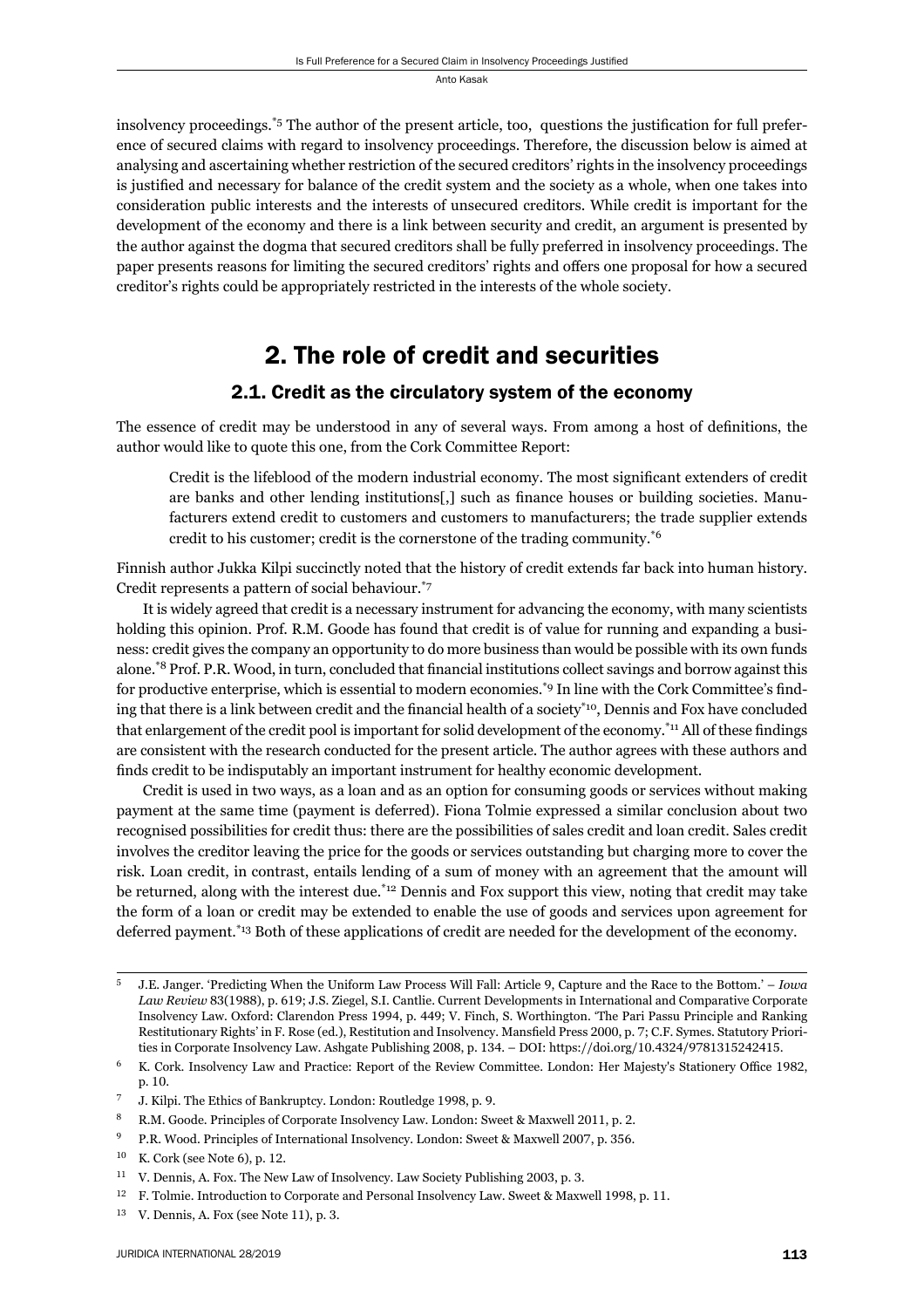insolvency proceedings.[5] The author of the present article, too, questions the justification for full preference of secured claims with regard to insolvency proceedings. Therefore, the discussion below is aimed at analysing and ascertaining whether restriction of the secured creditors' rights in the insolvency proceedings is justified and necessary for balance of the credit system and the society as a whole, when one takes into consideration public interests and the interests of unsecured creditors. While credit is important for the development of the economy and there is a link between security and credit, an argument is presented by the author against the dogma that secured creditors shall be fully preferred in insolvency proceedings. The paper presents reasons for limiting the secured creditors' rights and offers one proposal for how a secured creditor's rights could be appropriately restricted in the interests of the whole society.

## 2. The role of credit and securities

### 2.1. Credit as the circulatory system of the economy

The essence of credit may be understood in any of several ways. From among a host of definitions, the author would like to quote this one, from the Cork Committee Report:

> Credit is the lifeblood of the modern industrial economy. The most significant extenders of credit are banks and other lending institutions[,] such as finance houses or building societies. Manufacturers extend credit to customers and customers to manufacturers; the trade supplier extends credit to his customer; credit is the cornerstone of the trading community.[6]

Finnish author Jukka Kilpi succinctly noted that the history of credit extends far back into human history. Credit represents a pattern of social behaviour.[7]

It is widely agreed that credit is a necessary instrument for advancing the economy, with many scientists holding this opinion. Prof. R.M. Goode has found that credit is of value for running and expanding a business: credit gives the company an opportunity to do more business than would be possible with its own funds alone.[8] Prof. P.R. Wood, in turn, concluded that financial institutions collect savings and borrow against this for productive enterprise, which is essential to modern economies.[9] In line with the Cork Committee's finding that there is a link between credit and the financial health of a society[10], Dennis and Fox have concluded that enlargement of the credit pool is important for solid development of the economy.[11] All of these findings are consistent with the research conducted for the present article. The author agrees with these authors and finds credit to be indisputably an important instrument for healthy economic development.

Credit is used in two ways, as a loan and as an option for consuming goods or services without making payment at the same time (payment is deferred). Fiona Tolmie expressed a similar conclusion about two recognised possibilities for credit thus: there are the possibilities of sales credit and loan credit. Sales credit involves the creditor leaving the price for the goods or services outstanding but charging more to cover the risk. Loan credit, in contrast, entails lending of a sum of money with an agreement that the amount will be returned, along with the interest due.[12] Dennis and Fox support this view, noting that credit may take the form of a loan or credit may be extended to enable the use of goods and services upon agreement for deferred payment.[13] Both of these applications of credit are needed for the development of the economy.

---

[5] J.E. Janger. 'Predicting When the Uniform Law Process Will Fall: Article 9, Capture and the Race to the Bottom.' – *Iowa Law Review* 83(1988), p. 619; J.S. Ziegel, S.I. Cantlie. Current Developments in International and Comparative Corporate Insolvency Law. Oxford: Clarendon Press 1994, p. 449; V. Finch, S. Worthington. 'The Pari Passu Principle and Ranking Restitutionary Rights' in F. Rose (ed.), Restitution and Insolvency. Mansfield Press 2000, p. 7; C.F. Symes. Statutory Priorities in Corporate Insolvency Law. Ashgate Publishing 2008, p. 134. – DOI: https://doi.org/10.4324/9781315242415.

[6] K. Cork. Insolvency Law and Practice: Report of the Review Committee. London: Her Majesty's Stationery Office 1982, p. 10.

[7] J. Kilpi. The Ethics of Bankruptcy. London: Routledge 1998, p. 9.

[8] R.M. Goode. Principles of Corporate Insolvency Law. London: Sweet & Maxwell 2011, p. 2.

[9] P.R. Wood. Principles of International Insolvency. London: Sweet & Maxwell 2007, p. 356.

[10] K. Cork (see Note 6), p. 12.

[11] V. Dennis, A. Fox. The New Law of Insolvency. Law Society Publishing 2003, p. 3.

[12] F. Tolmie. Introduction to Corporate and Personal Insolvency Law. Sweet & Maxwell 1998, p. 11.

[13] V. Dennis, A. Fox (see Note 11), p. 3.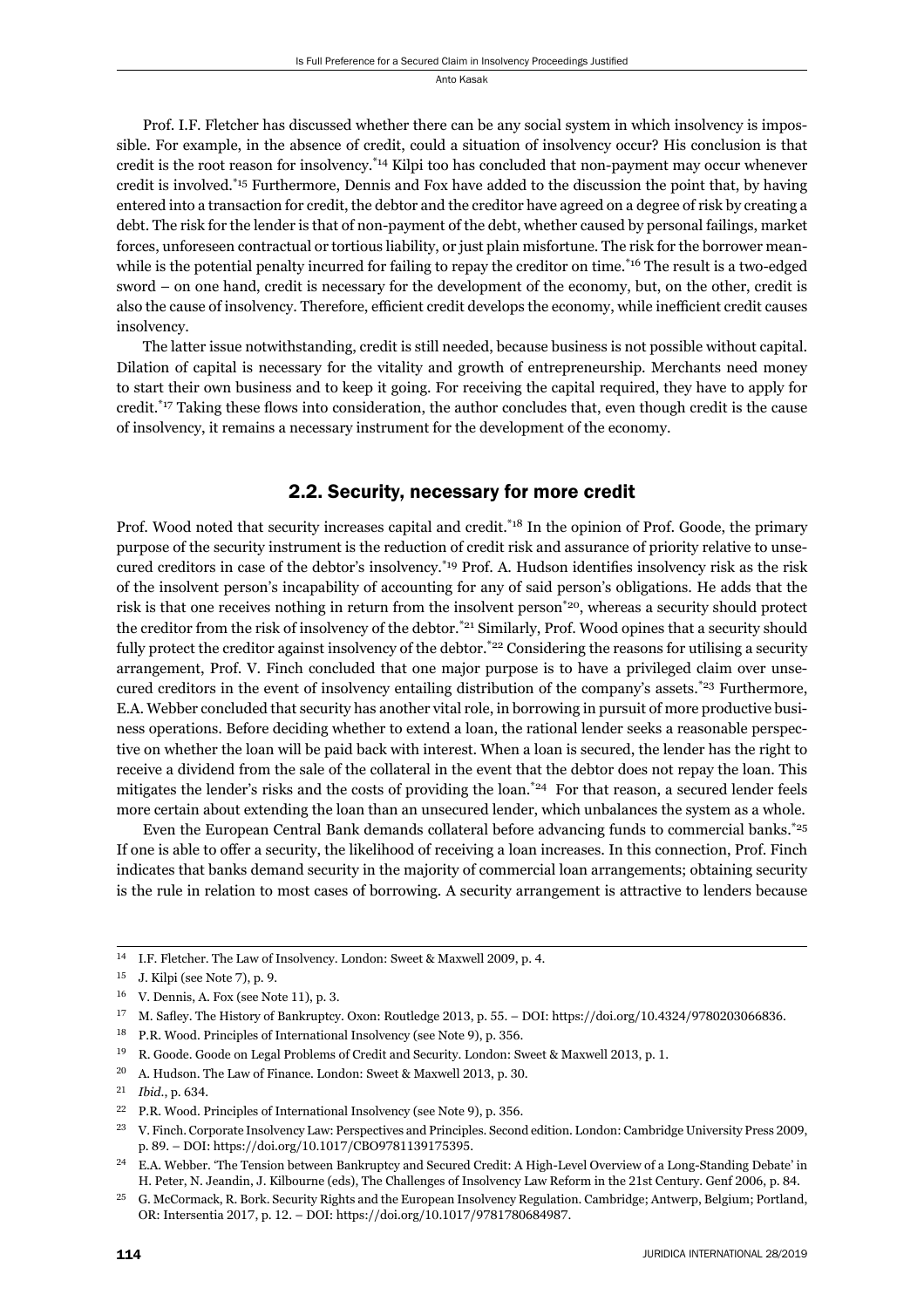Prof. I.F. Fletcher has discussed whether there can be any social system in which insolvency is impossible. For example, in the absence of credit, could a situation of insolvency occur? His conclusion is that credit is the root reason for insolvency.[*14] Kilpi too has concluded that non-payment may occur whenever credit is involved.[*15] Furthermore, Dennis and Fox have added to the discussion the point that, by having entered into a transaction for credit, the debtor and the creditor have agreed on a degree of risk by creating a debt. The risk for the lender is that of non-payment of the debt, whether caused by personal failings, market forces, unforeseen contractual or tortious liability, or just plain misfortune. The risk for the borrower meanwhile is the potential penalty incurred for failing to repay the creditor on time.[*16] The result is a two-edged sword – on one hand, credit is necessary for the development of the economy, but, on the other, credit is also the cause of insolvency. Therefore, efficient credit develops the economy, while inefficient credit causes insolvency.

The latter issue notwithstanding, credit is still needed, because business is not possible without capital. Dilation of capital is necessary for the vitality and growth of entrepreneurship. Merchants need money to start their own business and to keep it going. For receiving the capital required, they have to apply for credit.[*17] Taking these flows into consideration, the author concludes that, even though credit is the cause of insolvency, it remains a necessary instrument for the development of the economy.

## 2.2. Security, necessary for more credit

Prof. Wood noted that security increases capital and credit.[*18] In the opinion of Prof. Goode, the primary purpose of the security instrument is the reduction of credit risk and assurance of priority relative to unsecured creditors in case of the debtor's insolvency.[*19] Prof. A. Hudson identifies insolvency risk as the risk of the insolvent person's incapability of accounting for any of said person's obligations. He adds that the risk is that one receives nothing in return from the insolvent person[*20], whereas a security should protect the creditor from the risk of insolvency of the debtor.[*21] Similarly, Prof. Wood opines that a security should fully protect the creditor against insolvency of the debtor.[*22] Considering the reasons for utilising a security arrangement, Prof. V. Finch concluded that one major purpose is to have a privileged claim over unsecured creditors in the event of insolvency entailing distribution of the company's assets.[*23] Furthermore, E.A. Webber concluded that security has another vital role, in borrowing in pursuit of more productive business operations. Before deciding whether to extend a loan, the rational lender seeks a reasonable perspective on whether the loan will be paid back with interest. When a loan is secured, the lender has the right to receive a dividend from the sale of the collateral in the event that the debtor does not repay the loan. This mitigates the lender's risks and the costs of providing the loan.[*24] For that reason, a secured lender feels more certain about extending the loan than an unsecured lender, which unbalances the system as a whole.

Even the European Central Bank demands collateral before advancing funds to commercial banks.[*25] If one is able to offer a security, the likelihood of receiving a loan increases. In this connection, Prof. Finch indicates that banks demand security in the majority of commercial loan arrangements; obtaining security is the rule in relation to most cases of borrowing. A security arrangement is attractive to lenders because

---

14 I.F. Fletcher. The Law of Insolvency. London: Sweet & Maxwell 2009, p. 4.

15 J. Kilpi (see Note 7), p. 9.

16 V. Dennis, A. Fox (see Note 11), p. 3.

17 M. Safley. The History of Bankruptcy. Oxon: Routledge 2013, p. 55. – DOI: https://doi.org/10.4324/9780203066836.

18 P.R. Wood. Principles of International Insolvency (see Note 9), p. 356.

19 R. Goode. Goode on Legal Problems of Credit and Security. London: Sweet & Maxwell 2013, p. 1.

20 A. Hudson. The Law of Finance. London: Sweet & Maxwell 2013, p. 30.

21 *Ibid.*, p. 634.

22 P.R. Wood. Principles of International Insolvency (see Note 9), p. 356.

23 V. Finch. Corporate Insolvency Law: Perspectives and Principles. Second edition. London: Cambridge University Press 2009, p. 89. – DOI: https://doi.org/10.1017/CBO9781139175395.

24 E.A. Webber. 'The Tension between Bankruptcy and Secured Credit: A High-Level Overview of a Long-Standing Debate' in H. Peter, N. Jeandin, J. Kilbourne (eds), The Challenges of Insolvency Law Reform in the 21st Century. Genf 2006, p. 84.

25 G. McCormack, R. Bork. Security Rights and the European Insolvency Regulation. Cambridge; Antwerp, Belgium; Portland, OR: Intersentia 2017, p. 12. – DOI: https://doi.org/10.1017/9781780684987.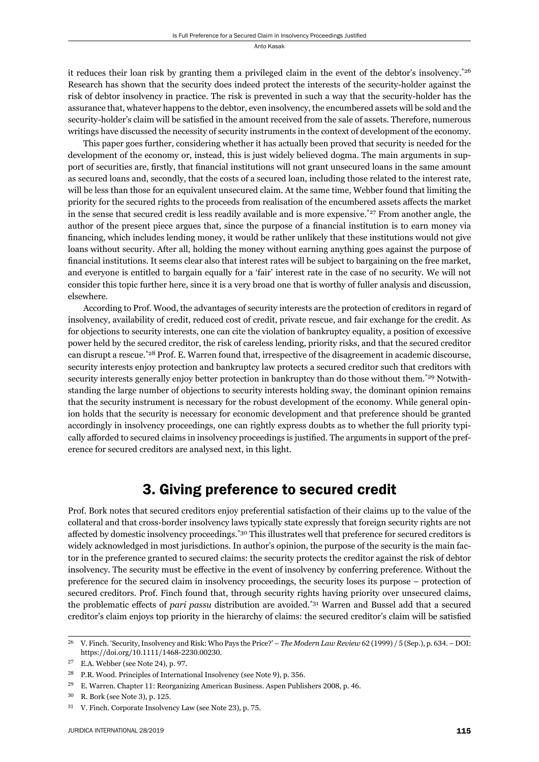it reduces their loan risk by granting them a privileged claim in the event of the debtor's insolvency.[26] Research has shown that the security does indeed protect the interests of the security-holder against the risk of debtor insolvency in practice. The risk is prevented in such a way that the security-holder has the assurance that, whatever happens to the debtor, even insolvency, the encumbered assets will be sold and the security-holder's claim will be satisfied in the amount received from the sale of assets. Therefore, numerous writings have discussed the necessity of security instruments in the context of development of the economy.

This paper goes further, considering whether it has actually been proved that security is needed for the development of the economy or, instead, this is just widely believed dogma. The main arguments in support of securities are, firstly, that financial institutions will not grant unsecured loans in the same amount as secured loans and, secondly, that the costs of a secured loan, including those related to the interest rate, will be less than those for an equivalent unsecured claim. At the same time, Webber found that limiting the priority for the secured rights to the proceeds from realisation of the encumbered assets affects the market in the sense that secured credit is less readily available and is more expensive.[27] From another angle, the author of the present piece argues that, since the purpose of a financial institution is to earn money via financing, which includes lending money, it would be rather unlikely that these institutions would not give loans without security. After all, holding the money without earning anything goes against the purpose of financial institutions. It seems clear also that interest rates will be subject to bargaining on the free market, and everyone is entitled to bargain equally for a 'fair' interest rate in the case of no security. We will not consider this topic further here, since it is a very broad one that is worthy of fuller analysis and discussion, elsewhere.

According to Prof. Wood, the advantages of security interests are the protection of creditors in regard of insolvency, availability of credit, reduced cost of credit, private rescue, and fair exchange for the credit. As for objections to security interests, one can cite the violation of bankruptcy equality, a position of excessive power held by the secured creditor, the risk of careless lending, priority risks, and that the secured creditor can disrupt a rescue.[28] Prof. E. Warren found that, irrespective of the disagreement in academic discourse, security interests enjoy protection and bankruptcy law protects a secured creditor such that creditors with security interests generally enjoy better protection in bankruptcy than do those without them.[29] Notwithstanding the large number of objections to security interests holding sway, the dominant opinion remains that the security instrument is necessary for the robust development of the economy. While general opinion holds that the security is necessary for economic development and that preference should be granted accordingly in insolvency proceedings, one can rightly express doubts as to whether the full priority typically afforded to secured claims in insolvency proceedings is justified. The arguments in support of the preference for secured creditors are analysed next, in this light.

## 3. Giving preference to secured credit

Prof. Bork notes that secured creditors enjoy preferential satisfaction of their claims up to the value of the collateral and that cross-border insolvency laws typically state expressly that foreign security rights are not affected by domestic insolvency proceedings.[30] This illustrates well that preference for secured creditors is widely acknowledged in most jurisdictions. In author's opinion, the purpose of the security is the main factor in the preference granted to secured claims: the security protects the creditor against the risk of debtor insolvency. The security must be effective in the event of insolvency by conferring preference. Without the preference for the secured claim in insolvency proceedings, the security loses its purpose – protection of secured creditors. Prof. Finch found that, through security rights having priority over unsecured claims, the problematic effects of *pari passu* distribution are avoided.[31] Warren and Bussel add that a secured creditor's claim enjoys top priority in the hierarchy of claims: the secured creditor's claim will be satisfied

---

[26] V. Finch. 'Security, Insolvency and Risk: Who Pays the Price?' – *The Modern Law Review* 62 (1999) / 5 (Sep.), p. 634. – DOI: https://doi.org/10.1111/1468-2230.00230.

[27] E.A. Webber (see Note 24), p. 97.

[28] P.R. Wood. Principles of International Insolvency (see Note 9), p. 356.

[29] E. Warren. Chapter 11: Reorganizing American Business. Aspen Publishers 2008, p. 46.

[30] R. Bork (see Note 3), p. 125.

[31] V. Finch. Corporate Insolvency Law (see Note 23), p. 75.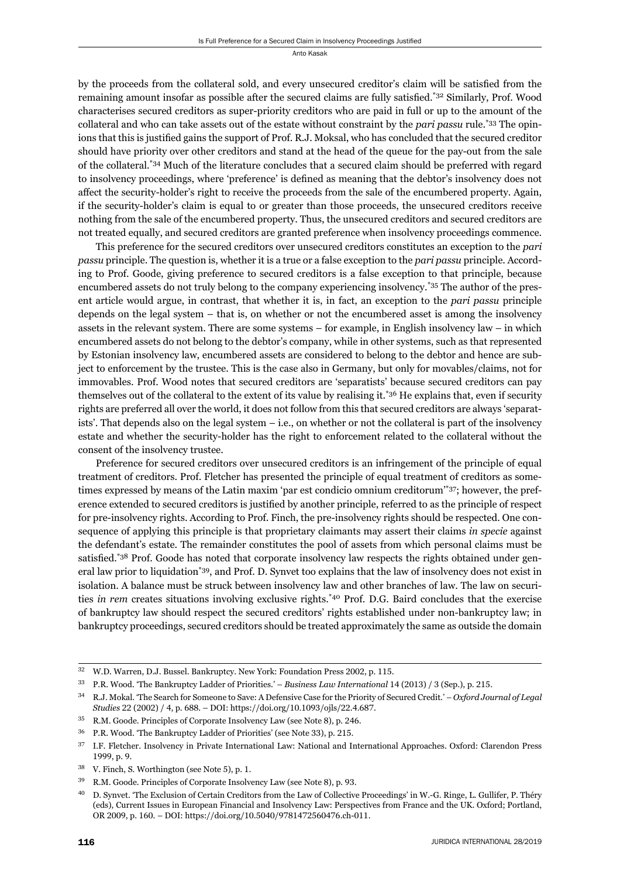by the proceeds from the collateral sold, and every unsecured creditor's claim will be satisfied from the remaining amount insofar as possible after the secured claims are fully satisfied.[*32] Similarly, Prof. Wood characterises secured creditors as super-priority creditors who are paid in full or up to the amount of the collateral and who can take assets out of the estate without constraint by the *pari passu* rule.[*33] The opinions that this is justified gains the support of Prof. R.J. Moksal, who has concluded that the secured creditor should have priority over other creditors and stand at the head of the queue for the pay-out from the sale of the collateral.[*34] Much of the literature concludes that a secured claim should be preferred with regard to insolvency proceedings, where 'preference' is defined as meaning that the debtor's insolvency does not affect the security-holder's right to receive the proceeds from the sale of the encumbered property. Again, if the security-holder's claim is equal to or greater than those proceeds, the unsecured creditors receive nothing from the sale of the encumbered property. Thus, the unsecured creditors and secured creditors are not treated equally, and secured creditors are granted preference when insolvency proceedings commence.

This preference for the secured creditors over unsecured creditors constitutes an exception to the *pari passu* principle. The question is, whether it is a true or a false exception to the *pari passu* principle. According to Prof. Goode, giving preference to secured creditors is a false exception to that principle, because encumbered assets do not truly belong to the company experiencing insolvency.[*35] The author of the present article would argue, in contrast, that whether it is, in fact, an exception to the *pari passu* principle depends on the legal system – that is, on whether or not the encumbered asset is among the insolvency assets in the relevant system. There are some systems – for example, in English insolvency law – in which encumbered assets do not belong to the debtor's company, while in other systems, such as that represented by Estonian insolvency law, encumbered assets are considered to belong to the debtor and hence are subject to enforcement by the trustee. This is the case also in Germany, but only for movables/claims, not for immovables. Prof. Wood notes that secured creditors are 'separatists' because secured creditors can pay themselves out of the collateral to the extent of its value by realising it.[*36] He explains that, even if security rights are preferred all over the world, it does not follow from this that secured creditors are always 'separatists'. That depends also on the legal system – i.e., on whether or not the collateral is part of the insolvency estate and whether the security-holder has the right to enforcement related to the collateral without the consent of the insolvency trustee.

Preference for secured creditors over unsecured creditors is an infringement of the principle of equal treatment of creditors. Prof. Fletcher has presented the principle of equal treatment of creditors as sometimes expressed by means of the Latin maxim 'par est condicio omnium creditorum'[*37]; however, the preference extended to secured creditors is justified by another principle, referred to as the principle of respect for pre-insolvency rights. According to Prof. Finch, the pre-insolvency rights should be respected. One consequence of applying this principle is that proprietary claimants may assert their claims *in specie* against the defendant's estate. The remainder constitutes the pool of assets from which personal claims must be satisfied.[*38] Prof. Goode has noted that corporate insolvency law respects the rights obtained under general law prior to liquidation[*39], and Prof. D. Synvet too explains that the law of insolvency does not exist in isolation. A balance must be struck between insolvency law and other branches of law. The law on securities *in rem* creates situations involving exclusive rights.[*40] Prof. D.G. Baird concludes that the exercise of bankruptcy law should respect the secured creditors' rights established under non-bankruptcy law; in bankruptcy proceedings, secured creditors should be treated approximately the same as outside the domain

---

[32] W.D. Warren, D.J. Bussel. Bankruptcy. New York: Foundation Press 2002, p. 115.

[33] P.R. Wood. 'The Bankruptcy Ladder of Priorities.' – *Business Law International* 14 (2013) / 3 (Sep.), p. 215.

[34] R.J. Mokal. 'The Search for Someone to Save: A Defensive Case for the Priority of Secured Credit.' – *Oxford Journal of Legal Studies* 22 (2002) / 4, p. 688. – DOI: https://doi.org/10.1093/ojls/22.4.687.

[35] R.M. Goode. Principles of Corporate Insolvency Law (see Note 8), p. 246.

[36] P.R. Wood. 'The Bankruptcy Ladder of Priorities' (see Note 33), p. 215.

[37] I.F. Fletcher. Insolvency in Private International Law: National and International Approaches. Oxford: Clarendon Press 1999, p. 9.

[38] V. Finch, S. Worthington (see Note 5), p. 1.

[39] R.M. Goode. Principles of Corporate Insolvency Law (see Note 8), p. 93.

[40] D. Synvet. 'The Exclusion of Certain Creditors from the Law of Collective Proceedings' in W.-G. Ringe, L. Gullifer, P. Théry (eds), Current Issues in European Financial and Insolvency Law: Perspectives from France and the UK. Oxford; Portland, OR 2009, p. 160. – DOI: https://doi.org/10.5040/9781472560476.ch-011.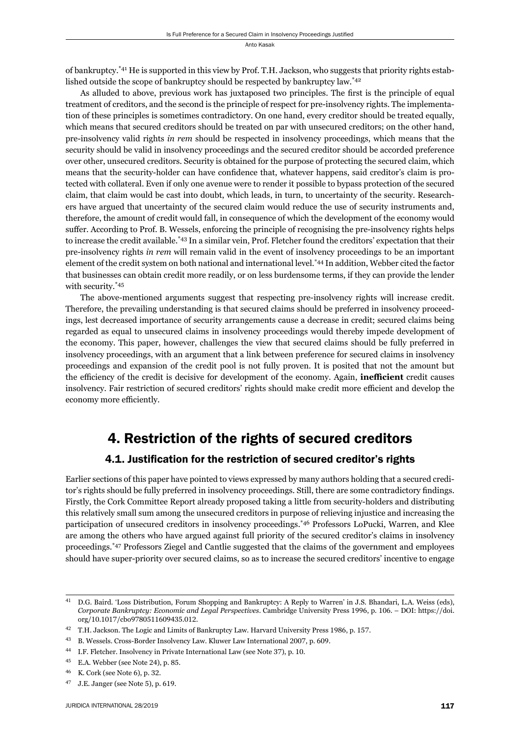of bankruptcy.[*41] He is supported in this view by Prof. T.H. Jackson, who suggests that priority rights established outside the scope of bankruptcy should be respected by bankruptcy law.[*42]

As alluded to above, previous work has juxtaposed two principles. The first is the principle of equal treatment of creditors, and the second is the principle of respect for pre-insolvency rights. The implementation of these principles is sometimes contradictory. On one hand, every creditor should be treated equally, which means that secured creditors should be treated on par with unsecured creditors; on the other hand, pre-insolvency valid rights *in rem* should be respected in insolvency proceedings, which means that the security should be valid in insolvency proceedings and the secured creditor should be accorded preference over other, unsecured creditors. Security is obtained for the purpose of protecting the secured claim, which means that the security-holder can have confidence that, whatever happens, said creditor's claim is protected with collateral. Even if only one avenue were to render it possible to bypass protection of the secured claim, that claim would be cast into doubt, which leads, in turn, to uncertainty of the security. Researchers have argued that uncertainty of the secured claim would reduce the use of security instruments and, therefore, the amount of credit would fall, in consequence of which the development of the economy would suffer. According to Prof. B. Wessels, enforcing the principle of recognising the pre-insolvency rights helps to increase the credit available.[*43] In a similar vein, Prof. Fletcher found the creditors' expectation that their pre-insolvency rights *in rem* will remain valid in the event of insolvency proceedings to be an important element of the credit system on both national and international level.[*44] In addition, Webber cited the factor that businesses can obtain credit more readily, or on less burdensome terms, if they can provide the lender with security.[*45]

The above-mentioned arguments suggest that respecting pre-insolvency rights will increase credit. Therefore, the prevailing understanding is that secured claims should be preferred in insolvency proceedings, lest decreased importance of security arrangements cause a decrease in credit; secured claims being regarded as equal to unsecured claims in insolvency proceedings would thereby impede development of the economy. This paper, however, challenges the view that secured claims should be fully preferred in insolvency proceedings, with an argument that a link between preference for secured claims in insolvency proceedings and expansion of the credit pool is not fully proven. It is posited that not the amount but the efficiency of the credit is decisive for development of the economy. Again, **inefficient** credit causes insolvency. Fair restriction of secured creditors' rights should make credit more efficient and develop the economy more efficiently.

## 4. Restriction of the rights of secured creditors

### 4.1. Justification for the restriction of secured creditor's rights

Earlier sections of this paper have pointed to views expressed by many authors holding that a secured creditor's rights should be fully preferred in insolvency proceedings. Still, there are some contradictory findings. Firstly, the Cork Committee Report already proposed taking a little from security-holders and distributing this relatively small sum among the unsecured creditors in purpose of relieving injustice and increasing the participation of unsecured creditors in insolvency proceedings.[*46] Professors LoPucki, Warren, and Klee are among the others who have argued against full priority of the secured creditor's claims in insolvency proceedings.[*47] Professors Ziegel and Cantlie suggested that the claims of the government and employees should have super-priority over secured claims, so as to increase the secured creditors' incentive to engage

---

41 D.G. Baird. 'Loss Distribution, Forum Shopping and Bankruptcy: A Reply to Warren' in J.S. Bhandari, L.A. Weiss (eds), *Corporate Bankruptcy: Economic and Legal Perspectives*. Cambridge University Press 1996, p. 106. – DOI: https://doi.org/10.1017/cbo9780511609435.012.

42 T.H. Jackson. The Logic and Limits of Bankruptcy Law. Harvard University Press 1986, p. 157.

43 B. Wessels. Cross-Border Insolvency Law. Kluwer Law International 2007, p. 609.

44 I.F. Fletcher. Insolvency in Private International Law (see Note 37), p. 10.

45 E.A. Webber (see Note 24), p. 85.

46 K. Cork (see Note 6), p. 32.

47 J.E. Janger (see Note 5), p. 619.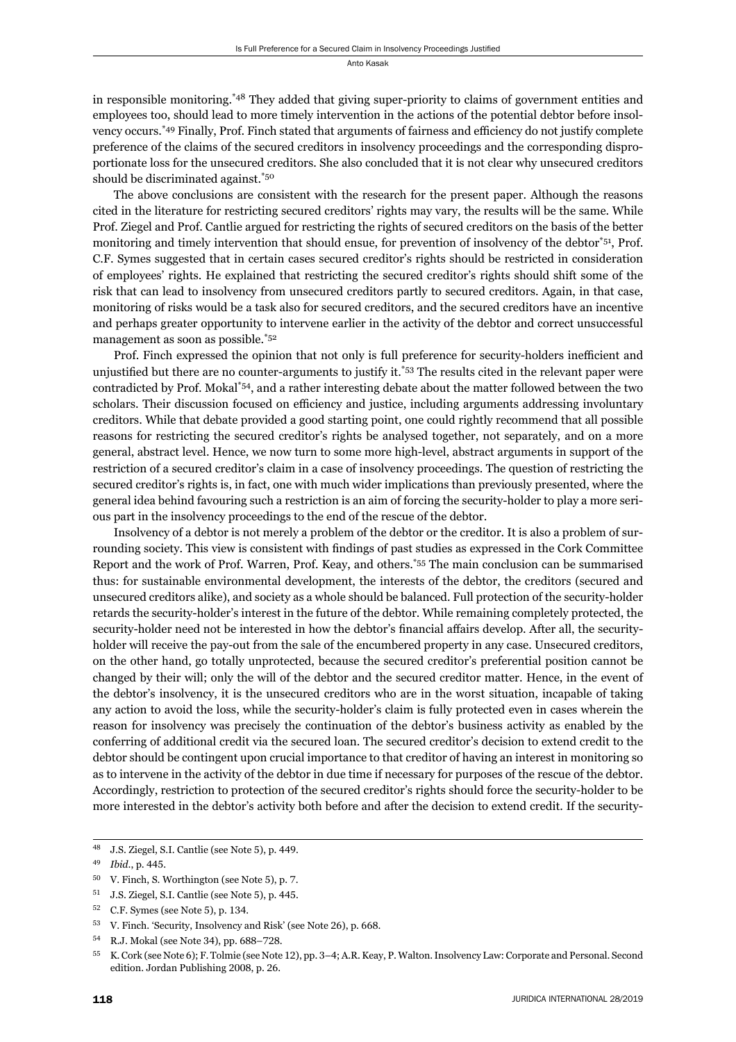in responsible monitoring.[*48] They added that giving super-priority to claims of government entities and employees too, should lead to more timely intervention in the actions of the potential debtor before insolvency occurs.[*49] Finally, Prof. Finch stated that arguments of fairness and efficiency do not justify complete preference of the claims of the secured creditors in insolvency proceedings and the corresponding disproportionate loss for the unsecured creditors. She also concluded that it is not clear why unsecured creditors should be discriminated against.[*50]

The above conclusions are consistent with the research for the present paper. Although the reasons cited in the literature for restricting secured creditors' rights may vary, the results will be the same. While Prof. Ziegel and Prof. Cantlie argued for restricting the rights of secured creditors on the basis of the better monitoring and timely intervention that should ensue, for prevention of insolvency of the debtor[*51], Prof. C.F. Symes suggested that in certain cases secured creditor's rights should be restricted in consideration of employees' rights. He explained that restricting the secured creditor's rights should shift some of the risk that can lead to insolvency from unsecured creditors partly to secured creditors. Again, in that case, monitoring of risks would be a task also for secured creditors, and the secured creditors have an incentive and perhaps greater opportunity to intervene earlier in the activity of the debtor and correct unsuccessful management as soon as possible.[*52]

Prof. Finch expressed the opinion that not only is full preference for security-holders inefficient and unjustified but there are no counter-arguments to justify it.[*53] The results cited in the relevant paper were contradicted by Prof. Mokal[*54], and a rather interesting debate about the matter followed between the two scholars. Their discussion focused on efficiency and justice, including arguments addressing involuntary creditors. While that debate provided a good starting point, one could rightly recommend that all possible reasons for restricting the secured creditor's rights be analysed together, not separately, and on a more general, abstract level. Hence, we now turn to some more high-level, abstract arguments in support of the restriction of a secured creditor's claim in a case of insolvency proceedings. The question of restricting the secured creditor's rights is, in fact, one with much wider implications than previously presented, where the general idea behind favouring such a restriction is an aim of forcing the security-holder to play a more serious part in the insolvency proceedings to the end of the rescue of the debtor.

Insolvency of a debtor is not merely a problem of the debtor or the creditor. It is also a problem of surrounding society. This view is consistent with findings of past studies as expressed in the Cork Committee Report and the work of Prof. Warren, Prof. Keay, and others.[*55] The main conclusion can be summarised thus: for sustainable environmental development, the interests of the debtor, the creditors (secured and unsecured creditors alike), and society as a whole should be balanced. Full protection of the security-holder retards the security-holder's interest in the future of the debtor. While remaining completely protected, the security-holder need not be interested in how the debtor's financial affairs develop. After all, the security-holder will receive the pay-out from the sale of the encumbered property in any case. Unsecured creditors, on the other hand, go totally unprotected, because the secured creditor's preferential position cannot be changed by their will; only the will of the debtor and the secured creditor matter. Hence, in the event of the debtor's insolvency, it is the unsecured creditors who are in the worst situation, incapable of taking any action to avoid the loss, while the security-holder's claim is fully protected even in cases wherein the reason for insolvency was precisely the continuation of the debtor's business activity as enabled by the conferring of additional credit via the secured loan. The secured creditor's decision to extend credit to the debtor should be contingent upon crucial importance to that creditor of having an interest in monitoring so as to intervene in the activity of the debtor in due time if necessary for purposes of the rescue of the debtor. Accordingly, restriction to protection of the secured creditor's rights should force the security-holder to be more interested in the debtor's activity both before and after the decision to extend credit. If the security-

---

[48] J.S. Ziegel, S.I. Cantlie (see Note 5), p. 449.

[49] *Ibid*., p. 445.

[50] V. Finch, S. Worthington (see Note 5), p. 7.

[51] J.S. Ziegel, S.I. Cantlie (see Note 5), p. 445.

[52] C.F. Symes (see Note 5), p. 134.

[53] V. Finch. 'Security, Insolvency and Risk' (see Note 26), p. 668.

[54] R.J. Mokal (see Note 34), pp. 688–728.

[55] K. Cork (see Note 6); F. Tolmie (see Note 12), pp. 3–4; A.R. Keay, P. Walton. Insolvency Law: Corporate and Personal. Second edition. Jordan Publishing 2008, p. 26.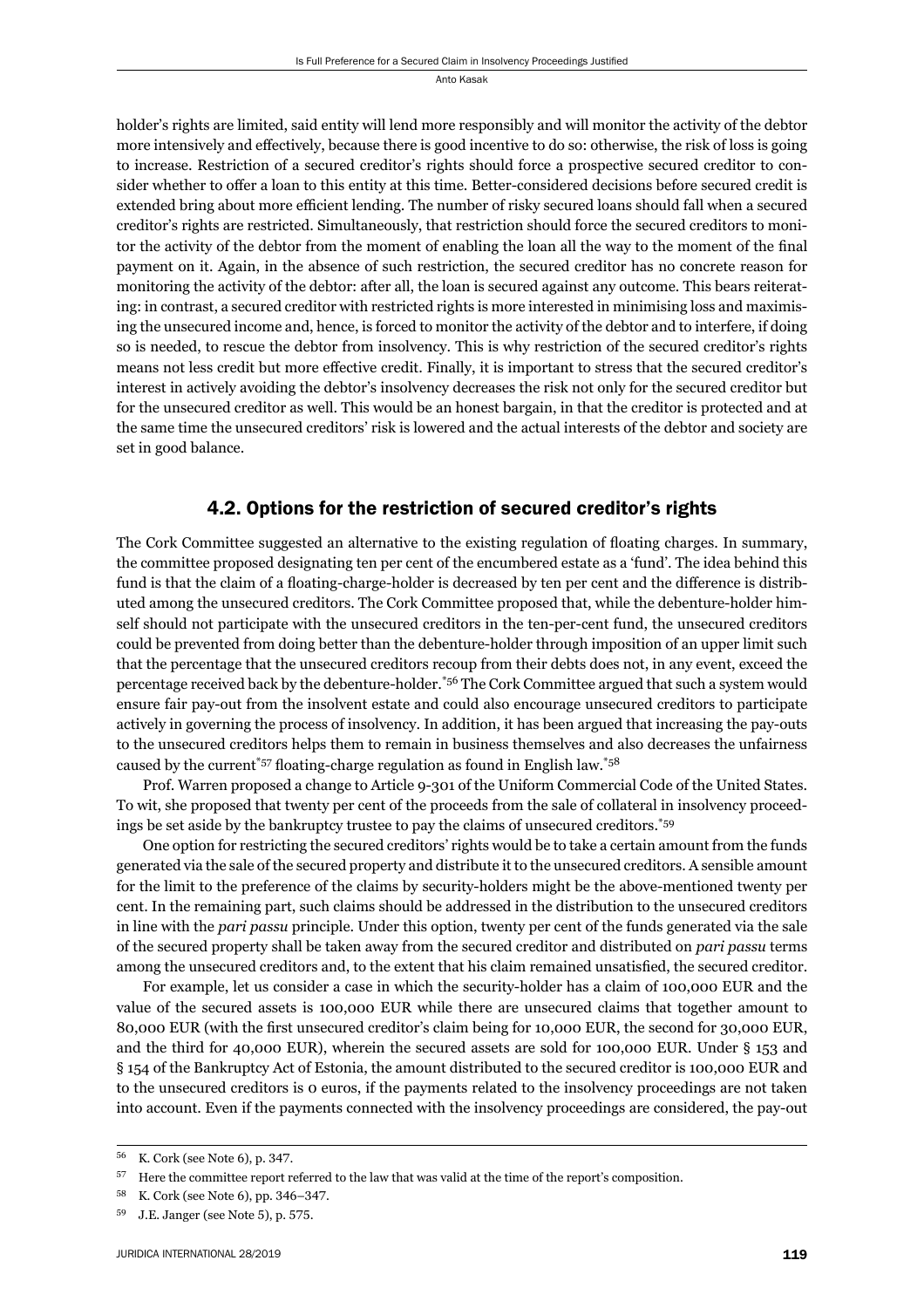holder's rights are limited, said entity will lend more responsibly and will monitor the activity of the debtor more intensively and effectively, because there is good incentive to do so: otherwise, the risk of loss is going to increase. Restriction of a secured creditor's rights should force a prospective secured creditor to consider whether to offer a loan to this entity at this time. Better-considered decisions before secured credit is extended bring about more efficient lending. The number of risky secured loans should fall when a secured creditor's rights are restricted. Simultaneously, that restriction should force the secured creditors to monitor the activity of the debtor from the moment of enabling the loan all the way to the moment of the final payment on it. Again, in the absence of such restriction, the secured creditor has no concrete reason for monitoring the activity of the debtor: after all, the loan is secured against any outcome. This bears reiterating: in contrast, a secured creditor with restricted rights is more interested in minimising loss and maximising the unsecured income and, hence, is forced to monitor the activity of the debtor and to interfere, if doing so is needed, to rescue the debtor from insolvency. This is why restriction of the secured creditor's rights means not less credit but more effective credit. Finally, it is important to stress that the secured creditor's interest in actively avoiding the debtor's insolvency decreases the risk not only for the secured creditor but for the unsecured creditor as well. This would be an honest bargain, in that the creditor is protected and at the same time the unsecured creditors' risk is lowered and the actual interests of the debtor and society are set in good balance.

## 4.2. Options for the restriction of secured creditor's rights

The Cork Committee suggested an alternative to the existing regulation of floating charges. In summary, the committee proposed designating ten per cent of the encumbered estate as a 'fund'. The idea behind this fund is that the claim of a floating-charge-holder is decreased by ten per cent and the difference is distributed among the unsecured creditors. The Cork Committee proposed that, while the debenture-holder himself should not participate with the unsecured creditors in the ten-per-cent fund, the unsecured creditors could be prevented from doing better than the debenture-holder through imposition of an upper limit such that the percentage that the unsecured creditors recoup from their debts does not, in any event, exceed the percentage received back by the debenture-holder.[*56] The Cork Committee argued that such a system would ensure fair pay-out from the insolvent estate and could also encourage unsecured creditors to participate actively in governing the process of insolvency. In addition, it has been argued that increasing the pay-outs to the unsecured creditors helps them to remain in business themselves and also decreases the unfairness caused by the current[*57] floating-charge regulation as found in English law.[*58]

Prof. Warren proposed a change to Article 9-301 of the Uniform Commercial Code of the United States. To wit, she proposed that twenty per cent of the proceeds from the sale of collateral in insolvency proceedings be set aside by the bankruptcy trustee to pay the claims of unsecured creditors.[*59]

One option for restricting the secured creditors' rights would be to take a certain amount from the funds generated via the sale of the secured property and distribute it to the unsecured creditors. A sensible amount for the limit to the preference of the claims by security-holders might be the above-mentioned twenty per cent. In the remaining part, such claims should be addressed in the distribution to the unsecured creditors in line with the *pari passu* principle. Under this option, twenty per cent of the funds generated via the sale of the secured property shall be taken away from the secured creditor and distributed on *pari passu* terms among the unsecured creditors and, to the extent that his claim remained unsatisfied, the secured creditor.

For example, let us consider a case in which the security-holder has a claim of 100,000 EUR and the value of the secured assets is 100,000 EUR while there are unsecured claims that together amount to 80,000 EUR (with the first unsecured creditor's claim being for 10,000 EUR, the second for 30,000 EUR, and the third for 40,000 EUR), wherein the secured assets are sold for 100,000 EUR. Under § 153 and § 154 of the Bankruptcy Act of Estonia, the amount distributed to the secured creditor is 100,000 EUR and to the unsecured creditors is 0 euros, if the payments related to the insolvency proceedings are not taken into account. Even if the payments connected with the insolvency proceedings are considered, the pay-out

---

56 K. Cork (see Note 6), p. 347.

57 Here the committee report referred to the law that was valid at the time of the report's composition.

58 K. Cork (see Note 6), pp. 346–347.

59 J.E. Janger (see Note 5), p. 575.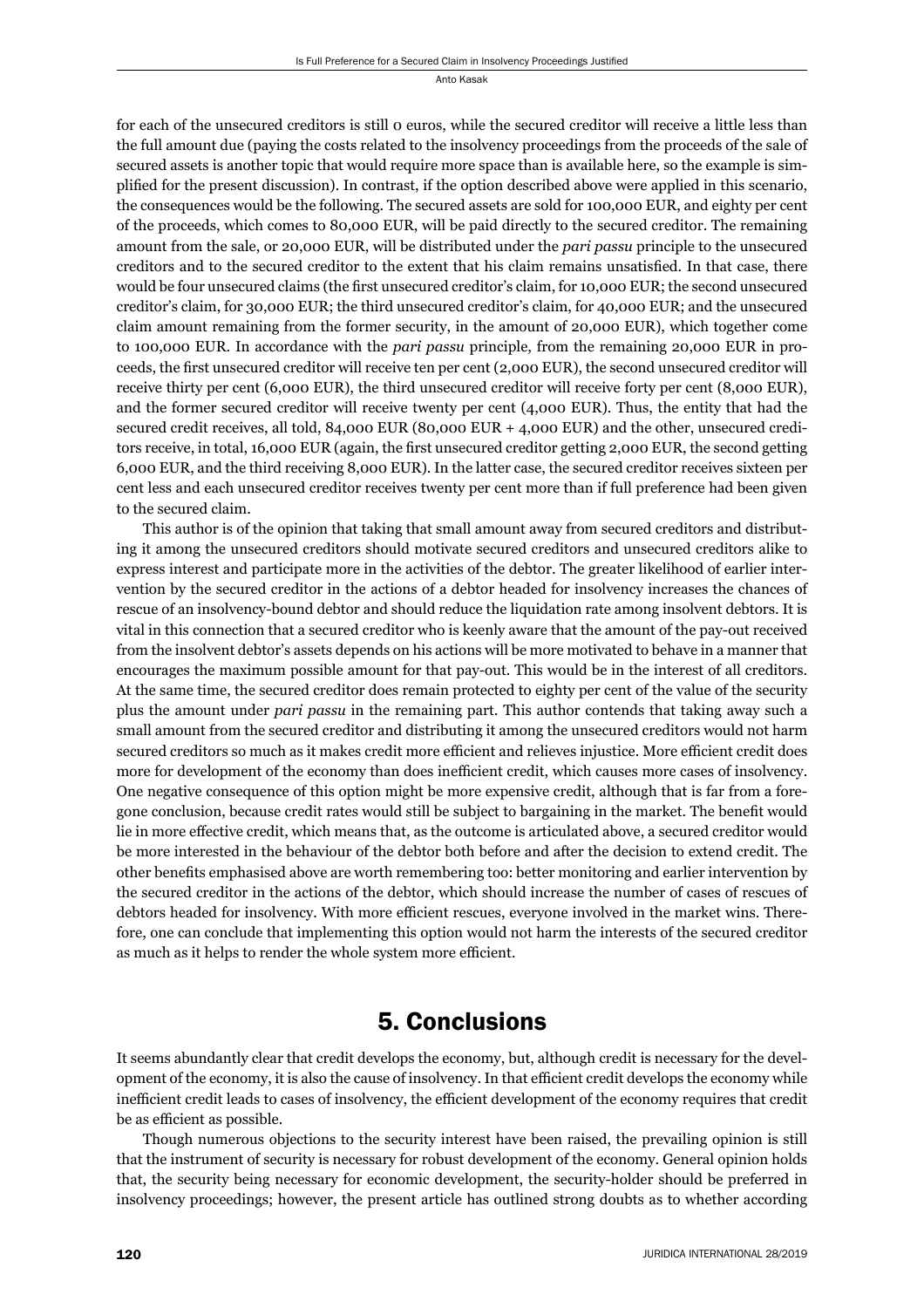for each of the unsecured creditors is still 0 euros, while the secured creditor will receive a little less than the full amount due (paying the costs related to the insolvency proceedings from the proceeds of the sale of secured assets is another topic that would require more space than is available here, so the example is simplified for the present discussion). In contrast, if the option described above were applied in this scenario, the consequences would be the following. The secured assets are sold for 100,000 EUR, and eighty per cent of the proceeds, which comes to 80,000 EUR, will be paid directly to the secured creditor. The remaining amount from the sale, or 20,000 EUR, will be distributed under the *pari passu* principle to the unsecured creditors and to the secured creditor to the extent that his claim remains unsatisfied. In that case, there would be four unsecured claims (the first unsecured creditor's claim, for 10,000 EUR; the second unsecured creditor's claim, for 30,000 EUR; the third unsecured creditor's claim, for 40,000 EUR; and the unsecured claim amount remaining from the former security, in the amount of 20,000 EUR), which together come to 100,000 EUR. In accordance with the *pari passu* principle, from the remaining 20,000 EUR in proceeds, the first unsecured creditor will receive ten per cent (2,000 EUR), the second unsecured creditor will receive thirty per cent (6,000 EUR), the third unsecured creditor will receive forty per cent (8,000 EUR), and the former secured creditor will receive twenty per cent (4,000 EUR). Thus, the entity that had the secured credit receives, all told, 84,000 EUR (80,000 EUR + 4,000 EUR) and the other, unsecured creditors receive, in total, 16,000 EUR (again, the first unsecured creditor getting 2,000 EUR, the second getting 6,000 EUR, and the third receiving 8,000 EUR). In the latter case, the secured creditor receives sixteen per cent less and each unsecured creditor receives twenty per cent more than if full preference had been given to the secured claim.

This author is of the opinion that taking that small amount away from secured creditors and distributing it among the unsecured creditors should motivate secured creditors and unsecured creditors alike to express interest and participate more in the activities of the debtor. The greater likelihood of earlier intervention by the secured creditor in the actions of a debtor headed for insolvency increases the chances of rescue of an insolvency-bound debtor and should reduce the liquidation rate among insolvent debtors. It is vital in this connection that a secured creditor who is keenly aware that the amount of the pay-out received from the insolvent debtor's assets depends on his actions will be more motivated to behave in a manner that encourages the maximum possible amount for that pay-out. This would be in the interest of all creditors. At the same time, the secured creditor does remain protected to eighty per cent of the value of the security plus the amount under *pari passu* in the remaining part. This author contends that taking away such a small amount from the secured creditor and distributing it among the unsecured creditors would not harm secured creditors so much as it makes credit more efficient and relieves injustice. More efficient credit does more for development of the economy than does inefficient credit, which causes more cases of insolvency. One negative consequence of this option might be more expensive credit, although that is far from a foregone conclusion, because credit rates would still be subject to bargaining in the market. The benefit would lie in more effective credit, which means that, as the outcome is articulated above, a secured creditor would be more interested in the behaviour of the debtor both before and after the decision to extend credit. The other benefits emphasised above are worth remembering too: better monitoring and earlier intervention by the secured creditor in the actions of the debtor, which should increase the number of cases of rescues of debtors headed for insolvency. With more efficient rescues, everyone involved in the market wins. Therefore, one can conclude that implementing this option would not harm the interests of the secured creditor as much as it helps to render the whole system more efficient.

## 5. Conclusions

It seems abundantly clear that credit develops the economy, but, although credit is necessary for the development of the economy, it is also the cause of insolvency. In that efficient credit develops the economy while inefficient credit leads to cases of insolvency, the efficient development of the economy requires that credit be as efficient as possible.

Though numerous objections to the security interest have been raised, the prevailing opinion is still that the instrument of security is necessary for robust development of the economy. General opinion holds that, the security being necessary for economic development, the security-holder should be preferred in insolvency proceedings; however, the present article has outlined strong doubts as to whether according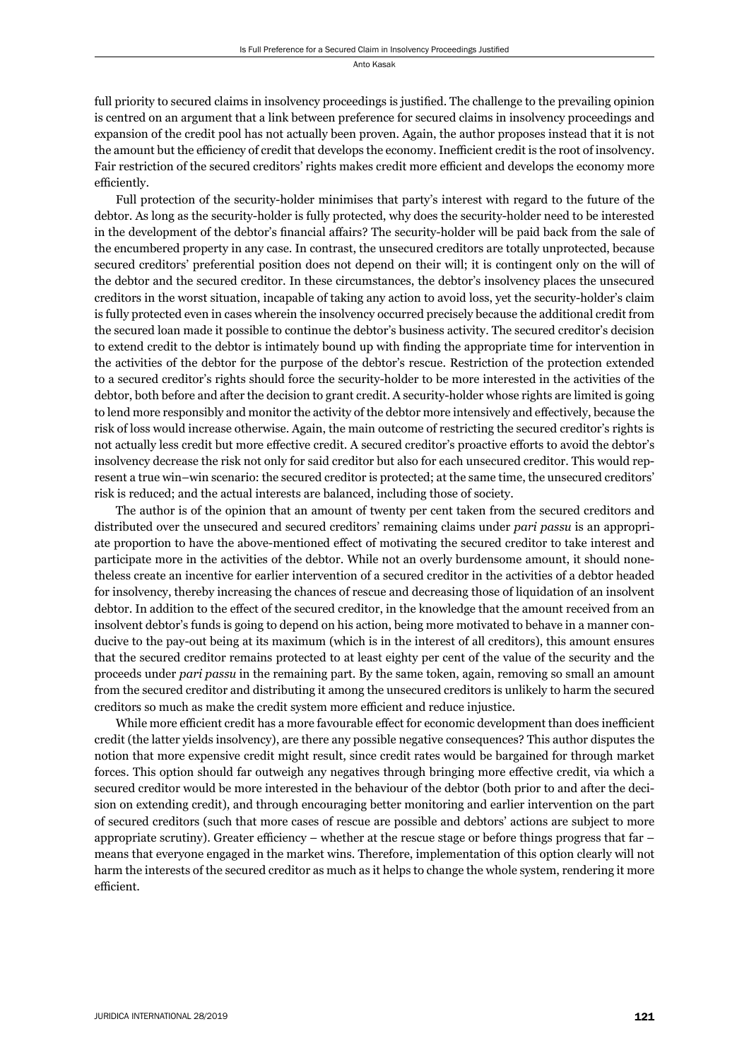full priority to secured claims in insolvency proceedings is justified. The challenge to the prevailing opinion is centred on an argument that a link between preference for secured claims in insolvency proceedings and expansion of the credit pool has not actually been proven. Again, the author proposes instead that it is not the amount but the efficiency of credit that develops the economy. Inefficient credit is the root of insolvency. Fair restriction of the secured creditors' rights makes credit more efficient and develops the economy more efficiently.

Full protection of the security-holder minimises that party's interest with regard to the future of the debtor. As long as the security-holder is fully protected, why does the security-holder need to be interested in the development of the debtor's financial affairs? The security-holder will be paid back from the sale of the encumbered property in any case. In contrast, the unsecured creditors are totally unprotected, because secured creditors' preferential position does not depend on their will; it is contingent only on the will of the debtor and the secured creditor. In these circumstances, the debtor's insolvency places the unsecured creditors in the worst situation, incapable of taking any action to avoid loss, yet the security-holder's claim is fully protected even in cases wherein the insolvency occurred precisely because the additional credit from the secured loan made it possible to continue the debtor's business activity. The secured creditor's decision to extend credit to the debtor is intimately bound up with finding the appropriate time for intervention in the activities of the debtor for the purpose of the debtor's rescue. Restriction of the protection extended to a secured creditor's rights should force the security-holder to be more interested in the activities of the debtor, both before and after the decision to grant credit. A security-holder whose rights are limited is going to lend more responsibly and monitor the activity of the debtor more intensively and effectively, because the risk of loss would increase otherwise. Again, the main outcome of restricting the secured creditor's rights is not actually less credit but more effective credit. A secured creditor's proactive efforts to avoid the debtor's insolvency decrease the risk not only for said creditor but also for each unsecured creditor. This would represent a true win–win scenario: the secured creditor is protected; at the same time, the unsecured creditors' risk is reduced; and the actual interests are balanced, including those of society.

The author is of the opinion that an amount of twenty per cent taken from the secured creditors and distributed over the unsecured and secured creditors' remaining claims under *pari passu* is an appropriate proportion to have the above-mentioned effect of motivating the secured creditor to take interest and participate more in the activities of the debtor. While not an overly burdensome amount, it should nonetheless create an incentive for earlier intervention of a secured creditor in the activities of a debtor headed for insolvency, thereby increasing the chances of rescue and decreasing those of liquidation of an insolvent debtor. In addition to the effect of the secured creditor, in the knowledge that the amount received from an insolvent debtor's funds is going to depend on his action, being more motivated to behave in a manner conducive to the pay-out being at its maximum (which is in the interest of all creditors), this amount ensures that the secured creditor remains protected to at least eighty per cent of the value of the security and the proceeds under *pari passu* in the remaining part. By the same token, again, removing so small an amount from the secured creditor and distributing it among the unsecured creditors is unlikely to harm the secured creditors so much as make the credit system more efficient and reduce injustice.

While more efficient credit has a more favourable effect for economic development than does inefficient credit (the latter yields insolvency), are there any possible negative consequences? This author disputes the notion that more expensive credit might result, since credit rates would be bargained for through market forces. This option should far outweigh any negatives through bringing more effective credit, via which a secured creditor would be more interested in the behaviour of the debtor (both prior to and after the decision on extending credit), and through encouraging better monitoring and earlier intervention on the part of secured creditors (such that more cases of rescue are possible and debtors' actions are subject to more appropriate scrutiny). Greater efficiency – whether at the rescue stage or before things progress that far – means that everyone engaged in the market wins. Therefore, implementation of this option clearly will not harm the interests of the secured creditor as much as it helps to change the whole system, rendering it more efficient.